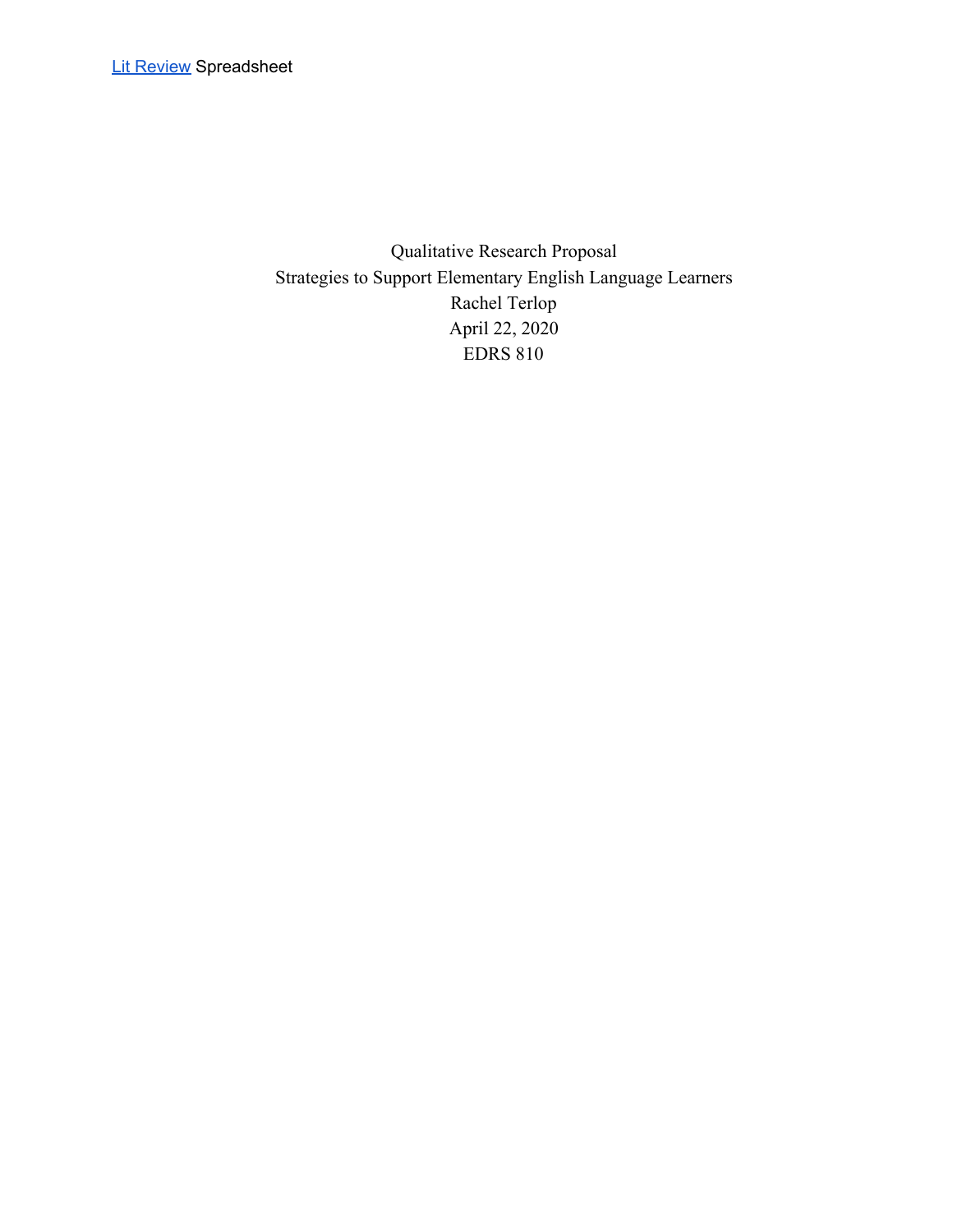[Lit Review] Spreadsheet

Qualitative Research Proposal

Strategies to Support Elementary English Language Learners

Rachel Terlop

April 22, 2020

EDRS 810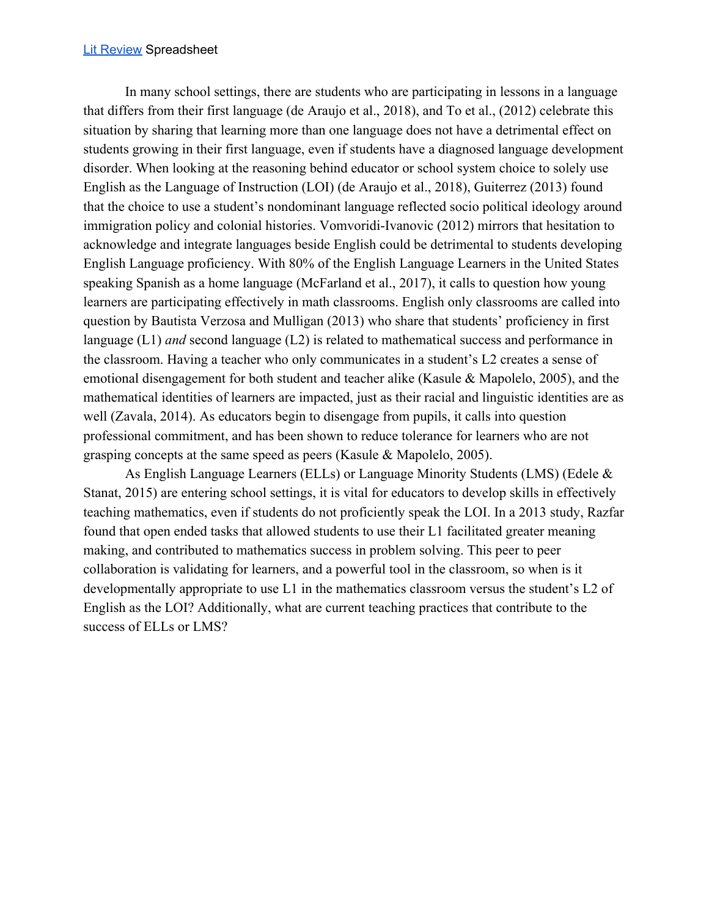Lit Review Spreadsheet

In many school settings, there are students who are participating in lessons in a language that differs from their first language (de Araujo et al., 2018), and To et al., (2012) celebrate this situation by sharing that learning more than one language does not have a detrimental effect on students growing in their first language, even if students have a diagnosed language development disorder. When looking at the reasoning behind educator or school system choice to solely use English as the Language of Instruction (LOI) (de Araujo et al., 2018), Guiterrez (2013) found that the choice to use a student's nondominant language reflected socio political ideology around immigration policy and colonial histories. Vomvoridi-Ivanovic (2012) mirrors that hesitation to acknowledge and integrate languages beside English could be detrimental to students developing English Language proficiency. With 80% of the English Language Learners in the United States speaking Spanish as a home language (McFarland et al., 2017), it calls to question how young learners are participating effectively in math classrooms. English only classrooms are called into question by Bautista Verzosa and Mulligan (2013) who share that students' proficiency in first language (L1) *and* second language (L2) is related to mathematical success and performance in the classroom. Having a teacher who only communicates in a student's L2 creates a sense of emotional disengagement for both student and teacher alike (Kasule & Mapolelo, 2005), and the mathematical identities of learners are impacted, just as their racial and linguistic identities are as well (Zavala, 2014). As educators begin to disengage from pupils, it calls into question professional commitment, and has been shown to reduce tolerance for learners who are not grasping concepts at the same speed as peers (Kasule & Mapolelo, 2005).

As English Language Learners (ELLs) or Language Minority Students (LMS) (Edele & Stanat, 2015) are entering school settings, it is vital for educators to develop skills in effectively teaching mathematics, even if students do not proficiently speak the LOI. In a 2013 study, Razfar found that open ended tasks that allowed students to use their L1 facilitated greater meaning making, and contributed to mathematics success in problem solving. This peer to peer collaboration is validating for learners, and a powerful tool in the classroom, so when is it developmentally appropriate to use L1 in the mathematics classroom versus the student's L2 of English as the LOI? Additionally, what are current teaching practices that contribute to the success of ELLs or LMS?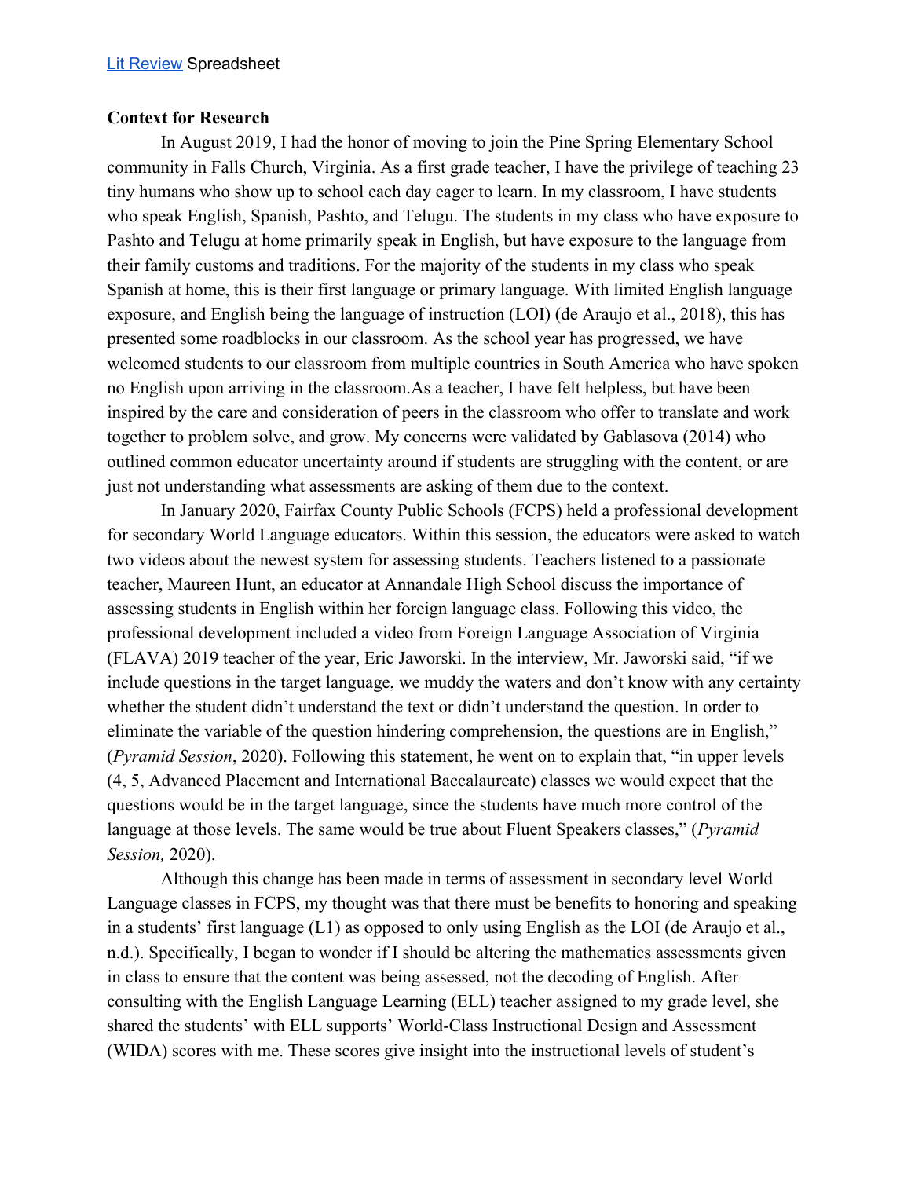[Lit Review](#) Spreadsheet

**Context for Research**

In August 2019, I had the honor of moving to join the Pine Spring Elementary School community in Falls Church, Virginia. As a first grade teacher, I have the privilege of teaching 23 tiny humans who show up to school each day eager to learn. In my classroom, I have students who speak English, Spanish, Pashto, and Telugu. The students in my class who have exposure to Pashto and Telugu at home primarily speak in English, but have exposure to the language from their family customs and traditions. For the majority of the students in my class who speak Spanish at home, this is their first language or primary language. With limited English language exposure, and English being the language of instruction (LOI) (de Araujo et al., 2018), this has presented some roadblocks in our classroom. As the school year has progressed, we have welcomed students to our classroom from multiple countries in South America who have spoken no English upon arriving in the classroom.As a teacher, I have felt helpless, but have been inspired by the care and consideration of peers in the classroom who offer to translate and work together to problem solve, and grow. My concerns were validated by Gablasova (2014) who outlined common educator uncertainty around if students are struggling with the content, or are just not understanding what assessments are asking of them due to the context.

In January 2020, Fairfax County Public Schools (FCPS) held a professional development for secondary World Language educators. Within this session, the educators were asked to watch two videos about the newest system for assessing students. Teachers listened to a passionate teacher, Maureen Hunt, an educator at Annandale High School discuss the importance of assessing students in English within her foreign language class. Following this video, the professional development included a video from Foreign Language Association of Virginia (FLAVA) 2019 teacher of the year, Eric Jaworski. In the interview, Mr. Jaworski said, "if we include questions in the target language, we muddy the waters and don't know with any certainty whether the student didn't understand the text or didn't understand the question. In order to eliminate the variable of the question hindering comprehension, the questions are in English," (*Pyramid Session*, 2020). Following this statement, he went on to explain that, "in upper levels (4, 5, Advanced Placement and International Baccalaureate) classes we would expect that the questions would be in the target language, since the students have much more control of the language at those levels. The same would be true about Fluent Speakers classes," (*Pyramid Session,* 2020).

Although this change has been made in terms of assessment in secondary level World Language classes in FCPS, my thought was that there must be benefits to honoring and speaking in a students' first language (L1) as opposed to only using English as the LOI (de Araujo et al., n.d.). Specifically, I began to wonder if I should be altering the mathematics assessments given in class to ensure that the content was being assessed, not the decoding of English. After consulting with the English Language Learning (ELL) teacher assigned to my grade level, she shared the students' with ELL supports' World-Class Instructional Design and Assessment (WIDA) scores with me. These scores give insight into the instructional levels of student's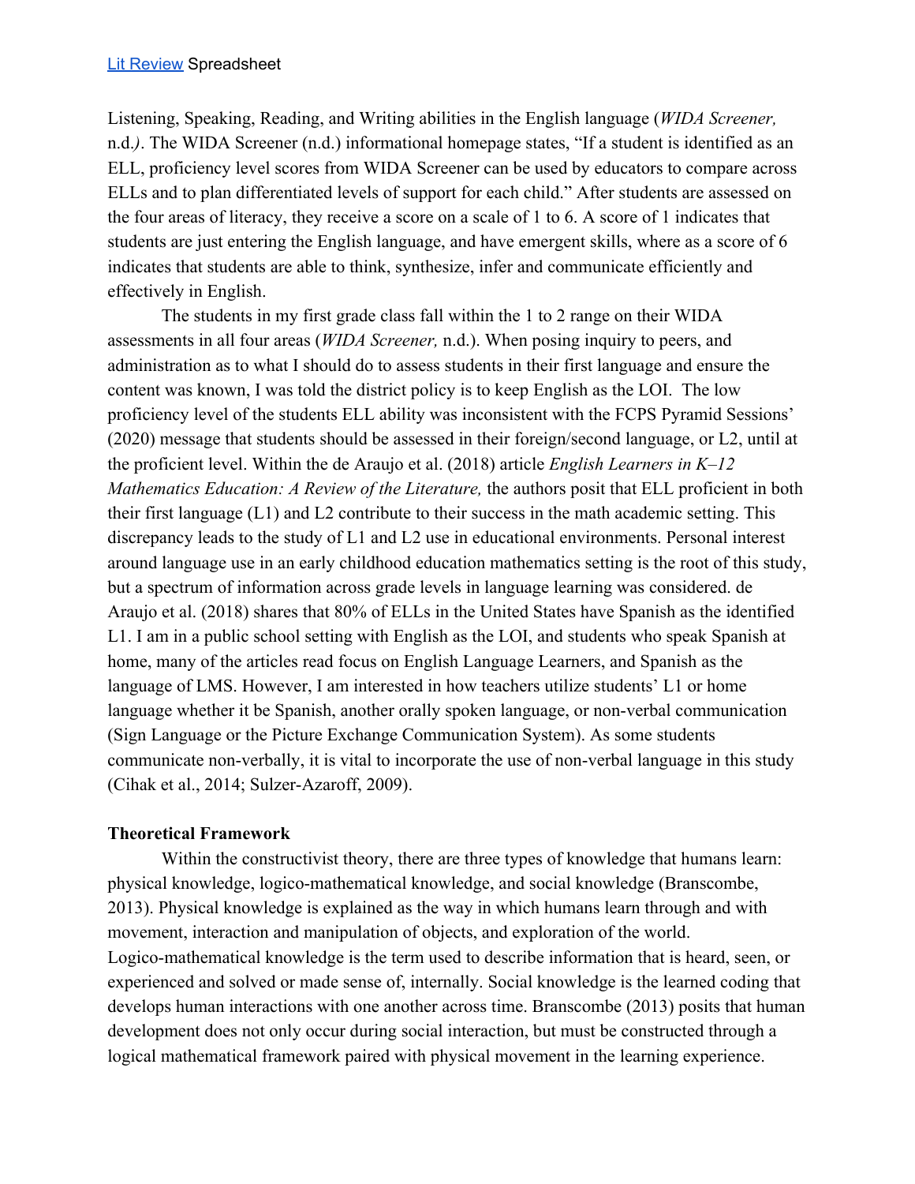Listening, Speaking, Reading, and Writing abilities in the English language (*WIDA Screener,* n.d.). The WIDA Screener (n.d.) informational homepage states, "If a student is identified as an ELL, proficiency level scores from WIDA Screener can be used by educators to compare across ELLs and to plan differentiated levels of support for each child." After students are assessed on the four areas of literacy, they receive a score on a scale of 1 to 6. A score of 1 indicates that students are just entering the English language, and have emergent skills, where as a score of 6 indicates that students are able to think, synthesize, infer and communicate efficiently and effectively in English.

The students in my first grade class fall within the 1 to 2 range on their WIDA assessments in all four areas (*WIDA Screener,* n.d.). When posing inquiry to peers, and administration as to what I should do to assess students in their first language and ensure the content was known, I was told the district policy is to keep English as the LOI. The low proficiency level of the students ELL ability was inconsistent with the FCPS Pyramid Sessions' (2020) message that students should be assessed in their foreign/second language, or L2, until at the proficient level. Within the de Araujo et al. (2018) article *English Learners in K–12 Mathematics Education: A Review of the Literature,* the authors posit that ELL proficient in both their first language (L1) and L2 contribute to their success in the math academic setting. This discrepancy leads to the study of L1 and L2 use in educational environments. Personal interest around language use in an early childhood education mathematics setting is the root of this study, but a spectrum of information across grade levels in language learning was considered. de Araujo et al. (2018) shares that 80% of ELLs in the United States have Spanish as the identified L1. I am in a public school setting with English as the LOI, and students who speak Spanish at home, many of the articles read focus on English Language Learners, and Spanish as the language of LMS. However, I am interested in how teachers utilize students' L1 or home language whether it be Spanish, another orally spoken language, or non-verbal communication (Sign Language or the Picture Exchange Communication System). As some students communicate non-verbally, it is vital to incorporate the use of non-verbal language in this study (Cihak et al., 2014; Sulzer-Azaroff, 2009).

**Theoretical Framework**

Within the constructivist theory, there are three types of knowledge that humans learn: physical knowledge, logico-mathematical knowledge, and social knowledge (Branscombe, 2013). Physical knowledge is explained as the way in which humans learn through and with movement, interaction and manipulation of objects, and exploration of the world. Logico-mathematical knowledge is the term used to describe information that is heard, seen, or experienced and solved or made sense of, internally. Social knowledge is the learned coding that develops human interactions with one another across time. Branscombe (2013) posits that human development does not only occur during social interaction, but must be constructed through a logical mathematical framework paired with physical movement in the learning experience.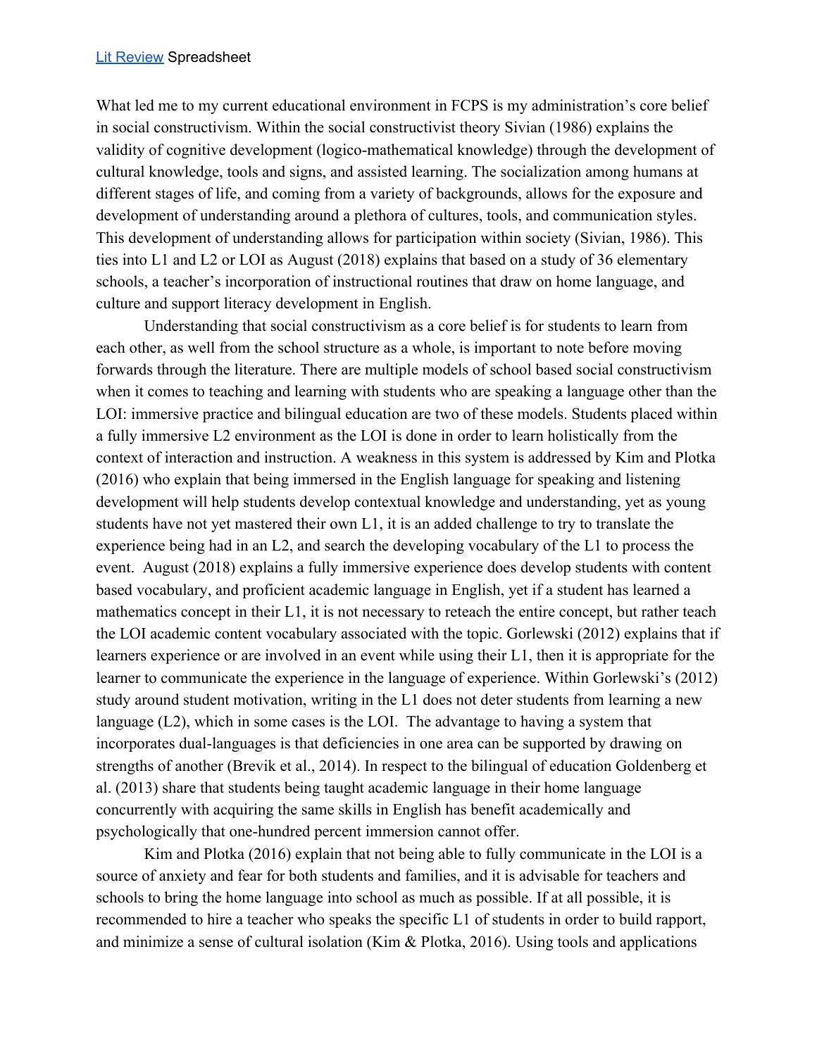[Lit Review](#) Spreadsheet

What led me to my current educational environment in FCPS is my administration's core belief in social constructivism. Within the social constructivist theory Sivian (1986) explains the validity of cognitive development (logico-mathematical knowledge) through the development of cultural knowledge, tools and signs, and assisted learning. The socialization among humans at different stages of life, and coming from a variety of backgrounds, allows for the exposure and development of understanding around a plethora of cultures, tools, and communication styles. This development of understanding allows for participation within society (Sivian, 1986). This ties into L1 and L2 or LOI as August (2018) explains that based on a study of 36 elementary schools, a teacher's incorporation of instructional routines that draw on home language, and culture and support literacy development in English.

Understanding that social constructivism as a core belief is for students to learn from each other, as well from the school structure as a whole, is important to note before moving forwards through the literature. There are multiple models of school based social constructivism when it comes to teaching and learning with students who are speaking a language other than the LOI: immersive practice and bilingual education are two of these models. Students placed within a fully immersive L2 environment as the LOI is done in order to learn holistically from the context of interaction and instruction. A weakness in this system is addressed by Kim and Plotka (2016) who explain that being immersed in the English language for speaking and listening development will help students develop contextual knowledge and understanding, yet as young students have not yet mastered their own L1, it is an added challenge to try to translate the experience being had in an L2, and search the developing vocabulary of the L1 to process the event. August (2018) explains a fully immersive experience does develop students with content based vocabulary, and proficient academic language in English, yet if a student has learned a mathematics concept in their L1, it is not necessary to reteach the entire concept, but rather teach the LOI academic content vocabulary associated with the topic. Gorlewski (2012) explains that if learners experience or are involved in an event while using their L1, then it is appropriate for the learner to communicate the experience in the language of experience. Within Gorlewski's (2012) study around student motivation, writing in the L1 does not deter students from learning a new language (L2), which in some cases is the LOI. The advantage to having a system that incorporates dual-languages is that deficiencies in one area can be supported by drawing on strengths of another (Brevik et al., 2014). In respect to the bilingual of education Goldenberg et al. (2013) share that students being taught academic language in their home language concurrently with acquiring the same skills in English has benefit academically and psychologically that one-hundred percent immersion cannot offer.

Kim and Plotka (2016) explain that not being able to fully communicate in the LOI is a source of anxiety and fear for both students and families, and it is advisable for teachers and schools to bring the home language into school as much as possible. If at all possible, it is recommended to hire a teacher who speaks the specific L1 of students in order to build rapport, and minimize a sense of cultural isolation (Kim & Plotka, 2016). Using tools and applications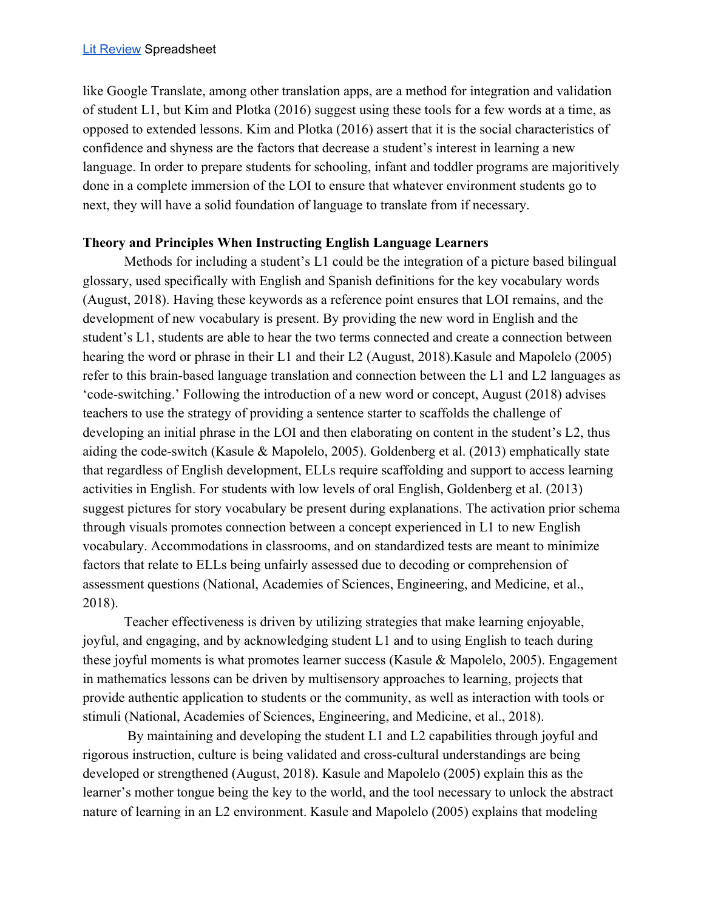like Google Translate, among other translation apps, are a method for integration and validation of student L1, but Kim and Plotka (2016) suggest using these tools for a few words at a time, as opposed to extended lessons. Kim and Plotka (2016) assert that it is the social characteristics of confidence and shyness are the factors that decrease a student's interest in learning a new language. In order to prepare students for schooling, infant and toddler programs are majoritively done in a complete immersion of the LOI to ensure that whatever environment students go to next, they will have a solid foundation of language to translate from if necessary.

**Theory and Principles When Instructing English Language Learners**

Methods for including a student's L1 could be the integration of a picture based bilingual glossary, used specifically with English and Spanish definitions for the key vocabulary words (August, 2018). Having these keywords as a reference point ensures that LOI remains, and the development of new vocabulary is present. By providing the new word in English and the student's L1, students are able to hear the two terms connected and create a connection between hearing the word or phrase in their L1 and their L2 (August, 2018).Kasule and Mapolelo (2005) refer to this brain-based language translation and connection between the L1 and L2 languages as 'code-switching.' Following the introduction of a new word or concept, August (2018) advises teachers to use the strategy of providing a sentence starter to scaffolds the challenge of developing an initial phrase in the LOI and then elaborating on content in the student's L2, thus aiding the code-switch (Kasule & Mapolelo, 2005). Goldenberg et al. (2013) emphatically state that regardless of English development, ELLs require scaffolding and support to access learning activities in English. For students with low levels of oral English, Goldenberg et al. (2013) suggest pictures for story vocabulary be present during explanations. The activation prior schema through visuals promotes connection between a concept experienced in L1 to new English vocabulary. Accommodations in classrooms, and on standardized tests are meant to minimize factors that relate to ELLs being unfairly assessed due to decoding or comprehension of assessment questions (National, Academies of Sciences, Engineering, and Medicine, et al., 2018).

Teacher effectiveness is driven by utilizing strategies that make learning enjoyable, joyful, and engaging, and by acknowledging student L1 and to using English to teach during these joyful moments is what promotes learner success (Kasule & Mapolelo, 2005). Engagement in mathematics lessons can be driven by multisensory approaches to learning, projects that provide authentic application to students or the community, as well as interaction with tools or stimuli (National, Academies of Sciences, Engineering, and Medicine, et al., 2018).

By maintaining and developing the student L1 and L2 capabilities through joyful and rigorous instruction, culture is being validated and cross-cultural understandings are being developed or strengthened (August, 2018). Kasule and Mapolelo (2005) explain this as the learner's mother tongue being the key to the world, and the tool necessary to unlock the abstract nature of learning in an L2 environment. Kasule and Mapolelo (2005) explains that modeling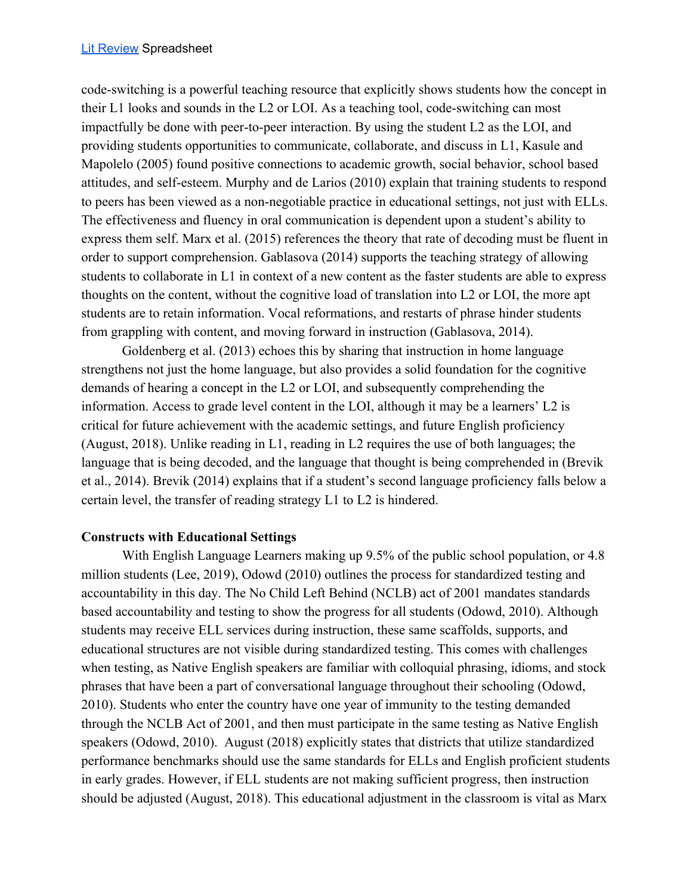code-switching is a powerful teaching resource that explicitly shows students how the concept in their L1 looks and sounds in the L2 or LOI. As a teaching tool, code-switching can most impactfully be done with peer-to-peer interaction. By using the student L2 as the LOI, and providing students opportunities to communicate, collaborate, and discuss in L1, Kasule and Mapolelo (2005) found positive connections to academic growth, social behavior, school based attitudes, and self-esteem. Murphy and de Larios (2010) explain that training students to respond to peers has been viewed as a non-negotiable practice in educational settings, not just with ELLs. The effectiveness and fluency in oral communication is dependent upon a student's ability to express them self. Marx et al. (2015) references the theory that rate of decoding must be fluent in order to support comprehension. Gablasova (2014) supports the teaching strategy of allowing students to collaborate in L1 in context of a new content as the faster students are able to express thoughts on the content, without the cognitive load of translation into L2 or LOI, the more apt students are to retain information. Vocal reformations, and restarts of phrase hinder students from grappling with content, and moving forward in instruction (Gablasova, 2014).

Goldenberg et al. (2013) echoes this by sharing that instruction in home language strengthens not just the home language, but also provides a solid foundation for the cognitive demands of hearing a concept in the L2 or LOI, and subsequently comprehending the information. Access to grade level content in the LOI, although it may be a learners' L2 is critical for future achievement with the academic settings, and future English proficiency (August, 2018). Unlike reading in L1, reading in L2 requires the use of both languages; the language that is being decoded, and the language that thought is being comprehended in (Brevik et al., 2014). Brevik (2014) explains that if a student's second language proficiency falls below a certain level, the transfer of reading strategy L1 to L2 is hindered.

**Constructs with Educational Settings**

With English Language Learners making up 9.5% of the public school population, or 4.8 million students (Lee, 2019), Odowd (2010) outlines the process for standardized testing and accountability in this day. The No Child Left Behind (NCLB) act of 2001 mandates standards based accountability and testing to show the progress for all students (Odowd, 2010). Although students may receive ELL services during instruction, these same scaffolds, supports, and educational structures are not visible during standardized testing. This comes with challenges when testing, as Native English speakers are familiar with colloquial phrasing, idioms, and stock phrases that have been a part of conversational language throughout their schooling (Odowd, 2010). Students who enter the country have one year of immunity to the testing demanded through the NCLB Act of 2001, and then must participate in the same testing as Native English speakers (Odowd, 2010). August (2018) explicitly states that districts that utilize standardized performance benchmarks should use the same standards for ELLs and English proficient students in early grades. However, if ELL students are not making sufficient progress, then instruction should be adjusted (August, 2018). This educational adjustment in the classroom is vital as Marx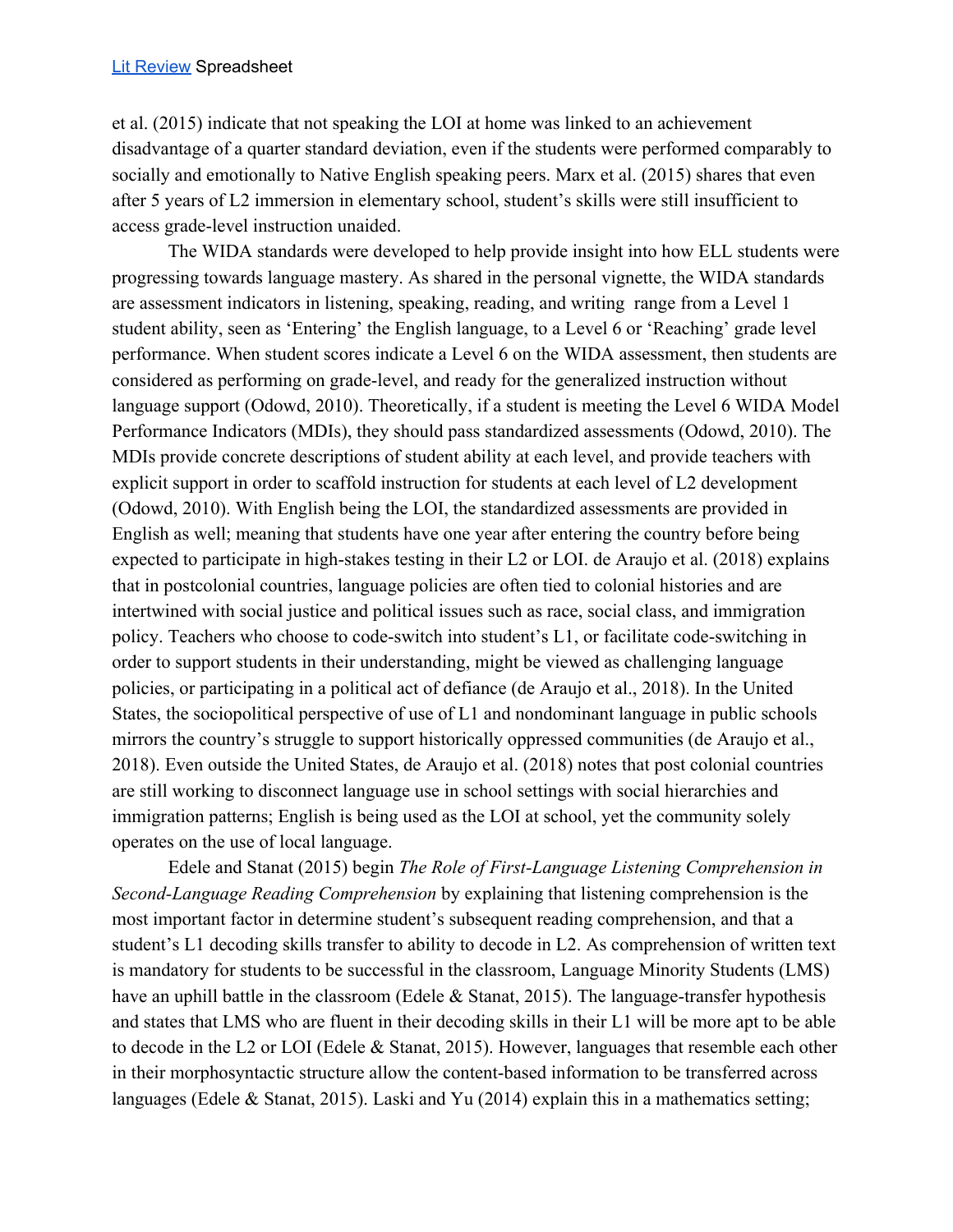et al. (2015) indicate that not speaking the LOI at home was linked to an achievement disadvantage of a quarter standard deviation, even if the students were performed comparably to socially and emotionally to Native English speaking peers. Marx et al. (2015) shares that even after 5 years of L2 immersion in elementary school, student's skills were still insufficient to access grade-level instruction unaided.

The WIDA standards were developed to help provide insight into how ELL students were progressing towards language mastery. As shared in the personal vignette, the WIDA standards are assessment indicators in listening, speaking, reading, and writing range from a Level 1 student ability, seen as 'Entering' the English language, to a Level 6 or 'Reaching' grade level performance. When student scores indicate a Level 6 on the WIDA assessment, then students are considered as performing on grade-level, and ready for the generalized instruction without language support (Odowd, 2010). Theoretically, if a student is meeting the Level 6 WIDA Model Performance Indicators (MDIs), they should pass standardized assessments (Odowd, 2010). The MDIs provide concrete descriptions of student ability at each level, and provide teachers with explicit support in order to scaffold instruction for students at each level of L2 development (Odowd, 2010). With English being the LOI, the standardized assessments are provided in English as well; meaning that students have one year after entering the country before being expected to participate in high-stakes testing in their L2 or LOI. de Araujo et al. (2018) explains that in postcolonial countries, language policies are often tied to colonial histories and are intertwined with social justice and political issues such as race, social class, and immigration policy. Teachers who choose to code-switch into student's L1, or facilitate code-switching in order to support students in their understanding, might be viewed as challenging language policies, or participating in a political act of defiance (de Araujo et al., 2018). In the United States, the sociopolitical perspective of use of L1 and nondominant language in public schools mirrors the country's struggle to support historically oppressed communities (de Araujo et al., 2018). Even outside the United States, de Araujo et al. (2018) notes that post colonial countries are still working to disconnect language use in school settings with social hierarchies and immigration patterns; English is being used as the LOI at school, yet the community solely operates on the use of local language.

Edele and Stanat (2015) begin *The Role of First-Language Listening Comprehension in Second-Language Reading Comprehension* by explaining that listening comprehension is the most important factor in determine student's subsequent reading comprehension, and that a student's L1 decoding skills transfer to ability to decode in L2. As comprehension of written text is mandatory for students to be successful in the classroom, Language Minority Students (LMS) have an uphill battle in the classroom (Edele & Stanat, 2015). The language-transfer hypothesis and states that LMS who are fluent in their decoding skills in their L1 will be more apt to be able to decode in the L2 or LOI (Edele & Stanat, 2015). However, languages that resemble each other in their morphosyntactic structure allow the content-based information to be transferred across languages (Edele & Stanat, 2015). Laski and Yu (2014) explain this in a mathematics setting;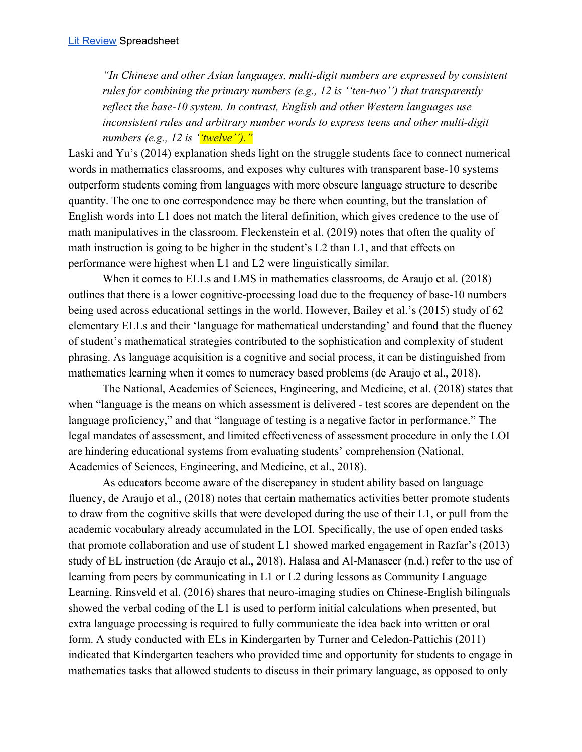[Lit Review](#) Spreadsheet

> *"In Chinese and other Asian languages, multi-digit numbers are expressed by consistent rules for combining the primary numbers (e.g., 12 is ''ten-two'') that transparently reflect the base-10 system. In contrast, English and other Western languages use inconsistent rules and arbitrary number words to express teens and other multi-digit numbers (e.g., 12 is ''twelve'')."*

Laski and Yu's (2014) explanation sheds light on the struggle students face to connect numerical words in mathematics classrooms, and exposes why cultures with transparent base-10 systems outperform students coming from languages with more obscure language structure to describe quantity. The one to one correspondence may be there when counting, but the translation of English words into L1 does not match the literal definition, which gives credence to the use of math manipulatives in the classroom. Fleckenstein et al. (2019) notes that often the quality of math instruction is going to be higher in the student's L2 than L1, and that effects on performance were highest when L1 and L2 were linguistically similar.

When it comes to ELLs and LMS in mathematics classrooms, de Araujo et al. (2018) outlines that there is a lower cognitive-processing load due to the frequency of base-10 numbers being used across educational settings in the world. However, Bailey et al.'s (2015) study of 62 elementary ELLs and their 'language for mathematical understanding' and found that the fluency of student's mathematical strategies contributed to the sophistication and complexity of student phrasing. As language acquisition is a cognitive and social process, it can be distinguished from mathematics learning when it comes to numeracy based problems (de Araujo et al., 2018).

The National, Academies of Sciences, Engineering, and Medicine, et al. (2018) states that when "language is the means on which assessment is delivered - test scores are dependent on the language proficiency," and that "language of testing is a negative factor in performance." The legal mandates of assessment, and limited effectiveness of assessment procedure in only the LOI are hindering educational systems from evaluating students' comprehension (National, Academies of Sciences, Engineering, and Medicine, et al., 2018).

As educators become aware of the discrepancy in student ability based on language fluency, de Araujo et al., (2018) notes that certain mathematics activities better promote students to draw from the cognitive skills that were developed during the use of their L1, or pull from the academic vocabulary already accumulated in the LOI. Specifically, the use of open ended tasks that promote collaboration and use of student L1 showed marked engagement in Razfar's (2013) study of EL instruction (de Araujo et al., 2018). Halasa and Al-Manaseer (n.d.) refer to the use of learning from peers by communicating in L1 or L2 during lessons as Community Language Learning. Rinsveld et al. (2016) shares that neuro-imaging studies on Chinese-English bilinguals showed the verbal coding of the L1 is used to perform initial calculations when presented, but extra language processing is required to fully communicate the idea back into written or oral form. A study conducted with ELs in Kindergarten by Turner and Celedon-Pattichis (2011) indicated that Kindergarten teachers who provided time and opportunity for students to engage in mathematics tasks that allowed students to discuss in their primary language, as opposed to only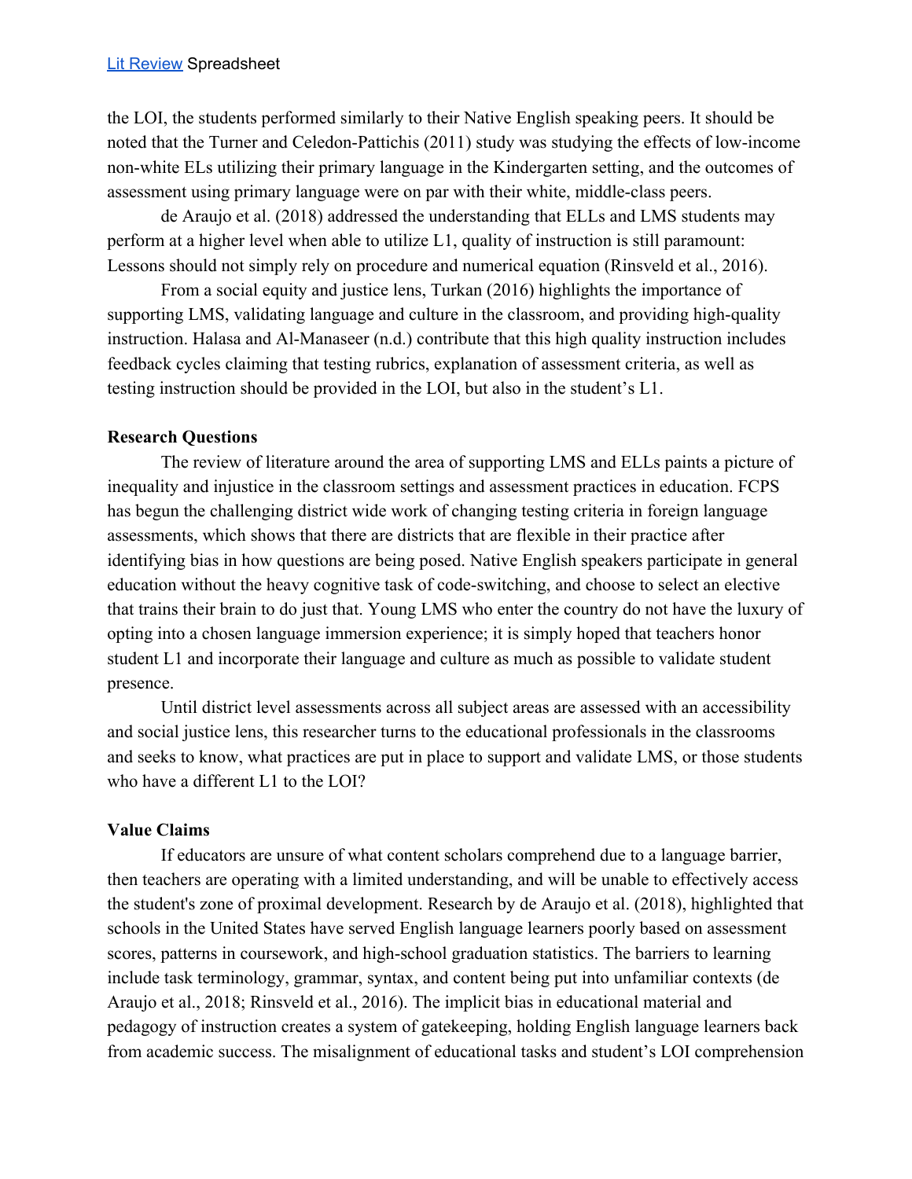the LOI, the students performed similarly to their Native English speaking peers. It should be noted that the Turner and Celedon-Pattichis (2011) study was studying the effects of low-income non-white ELs utilizing their primary language in the Kindergarten setting, and the outcomes of assessment using primary language were on par with their white, middle-class peers.

de Araujo et al. (2018) addressed the understanding that ELLs and LMS students may perform at a higher level when able to utilize L1, quality of instruction is still paramount: Lessons should not simply rely on procedure and numerical equation (Rinsveld et al., 2016).

From a social equity and justice lens, Turkan (2016) highlights the importance of supporting LMS, validating language and culture in the classroom, and providing high-quality instruction. Halasa and Al-Manaseer (n.d.) contribute that this high quality instruction includes feedback cycles claiming that testing rubrics, explanation of assessment criteria, as well as testing instruction should be provided in the LOI, but also in the student's L1.

**Research Questions**

The review of literature around the area of supporting LMS and ELLs paints a picture of inequality and injustice in the classroom settings and assessment practices in education. FCPS has begun the challenging district wide work of changing testing criteria in foreign language assessments, which shows that there are districts that are flexible in their practice after identifying bias in how questions are being posed. Native English speakers participate in general education without the heavy cognitive task of code-switching, and choose to select an elective that trains their brain to do just that. Young LMS who enter the country do not have the luxury of opting into a chosen language immersion experience; it is simply hoped that teachers honor student L1 and incorporate their language and culture as much as possible to validate student presence.

Until district level assessments across all subject areas are assessed with an accessibility and social justice lens, this researcher turns to the educational professionals in the classrooms and seeks to know, what practices are put in place to support and validate LMS, or those students who have a different L1 to the LOI?

**Value Claims**

If educators are unsure of what content scholars comprehend due to a language barrier, then teachers are operating with a limited understanding, and will be unable to effectively access the student's zone of proximal development. Research by de Araujo et al. (2018), highlighted that schools in the United States have served English language learners poorly based on assessment scores, patterns in coursework, and high-school graduation statistics. The barriers to learning include task terminology, grammar, syntax, and content being put into unfamiliar contexts (de Araujo et al., 2018; Rinsveld et al., 2016). The implicit bias in educational material and pedagogy of instruction creates a system of gatekeeping, holding English language learners back from academic success. The misalignment of educational tasks and student's LOI comprehension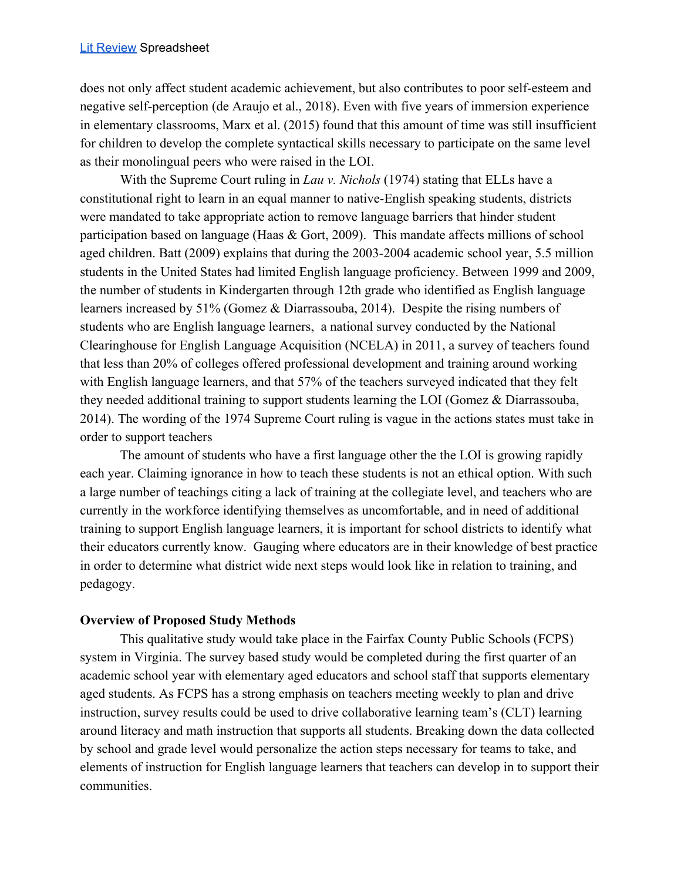does not only affect student academic achievement, but also contributes to poor self-esteem and negative self-perception (de Araujo et al., 2018). Even with five years of immersion experience in elementary classrooms, Marx et al. (2015) found that this amount of time was still insufficient for children to develop the complete syntactical skills necessary to participate on the same level as their monolingual peers who were raised in the LOI.

With the Supreme Court ruling in *Lau v. Nichols* (1974) stating that ELLs have a constitutional right to learn in an equal manner to native-English speaking students, districts were mandated to take appropriate action to remove language barriers that hinder student participation based on language (Haas & Gort, 2009). This mandate affects millions of school aged children. Batt (2009) explains that during the 2003-2004 academic school year, 5.5 million students in the United States had limited English language proficiency. Between 1999 and 2009, the number of students in Kindergarten through 12th grade who identified as English language learners increased by 51% (Gomez & Diarrassouba, 2014). Despite the rising numbers of students who are English language learners, a national survey conducted by the National Clearinghouse for English Language Acquisition (NCELA) in 2011, a survey of teachers found that less than 20% of colleges offered professional development and training around working with English language learners, and that 57% of the teachers surveyed indicated that they felt they needed additional training to support students learning the LOI (Gomez & Diarrassouba, 2014). The wording of the 1974 Supreme Court ruling is vague in the actions states must take in order to support teachers

The amount of students who have a first language other the the LOI is growing rapidly each year. Claiming ignorance in how to teach these students is not an ethical option. With such a large number of teachings citing a lack of training at the collegiate level, and teachers who are currently in the workforce identifying themselves as uncomfortable, and in need of additional training to support English language learners, it is important for school districts to identify what their educators currently know. Gauging where educators are in their knowledge of best practice in order to determine what district wide next steps would look like in relation to training, and pedagogy.

**Overview of Proposed Study Methods**

This qualitative study would take place in the Fairfax County Public Schools (FCPS) system in Virginia. The survey based study would be completed during the first quarter of an academic school year with elementary aged educators and school staff that supports elementary aged students. As FCPS has a strong emphasis on teachers meeting weekly to plan and drive instruction, survey results could be used to drive collaborative learning team's (CLT) learning around literacy and math instruction that supports all students. Breaking down the data collected by school and grade level would personalize the action steps necessary for teams to take, and elements of instruction for English language learners that teachers can develop in to support their communities.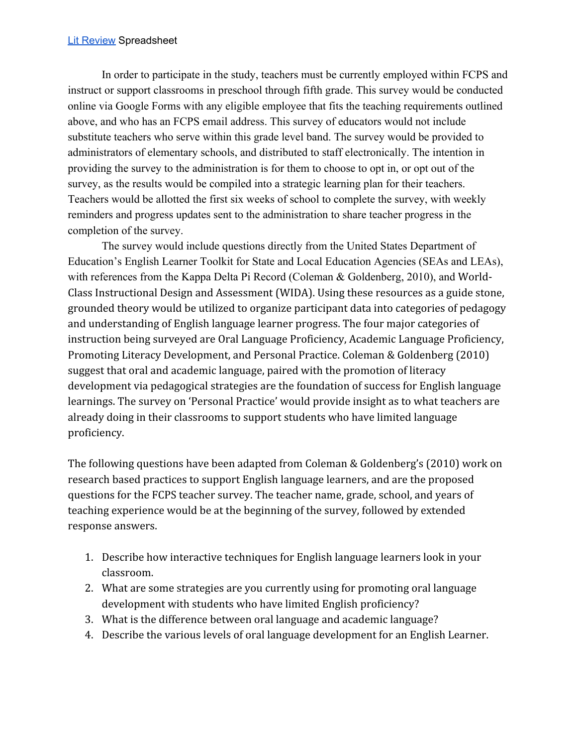[Lit Review](Lit Review) Spreadsheet

In order to participate in the study, teachers must be currently employed within FCPS and instruct or support classrooms in preschool through fifth grade. This survey would be conducted online via Google Forms with any eligible employee that fits the teaching requirements outlined above, and who has an FCPS email address. This survey of educators would not include substitute teachers who serve within this grade level band. The survey would be provided to administrators of elementary schools, and distributed to staff electronically. The intention in providing the survey to the administration is for them to choose to opt in, or opt out of the survey, as the results would be compiled into a strategic learning plan for their teachers. Teachers would be allotted the first six weeks of school to complete the survey, with weekly reminders and progress updates sent to the administration to share teacher progress in the completion of the survey.

The survey would include questions directly from the United States Department of Education's English Learner Toolkit for State and Local Education Agencies (SEAs and LEAs), with references from the Kappa Delta Pi Record (Coleman & Goldenberg, 2010), and World-Class Instructional Design and Assessment (WIDA). Using these resources as a guide stone, grounded theory would be utilized to organize participant data into categories of pedagogy and understanding of English language learner progress. The four major categories of instruction being surveyed are Oral Language Proficiency, Academic Language Proficiency, Promoting Literacy Development, and Personal Practice. Coleman & Goldenberg (2010) suggest that oral and academic language, paired with the promotion of literacy development via pedagogical strategies are the foundation of success for English language learnings. The survey on 'Personal Practice' would provide insight as to what teachers are already doing in their classrooms to support students who have limited language proficiency.

The following questions have been adapted from Coleman & Goldenberg's (2010) work on research based practices to support English language learners, and are the proposed questions for the FCPS teacher survey. The teacher name, grade, school, and years of teaching experience would be at the beginning of the survey, followed by extended response answers.

1. Describe how interactive techniques for English language learners look in your classroom.
2. What are some strategies are you currently using for promoting oral language development with students who have limited English proficiency?
3. What is the difference between oral language and academic language?
4. Describe the various levels of oral language development for an English Learner.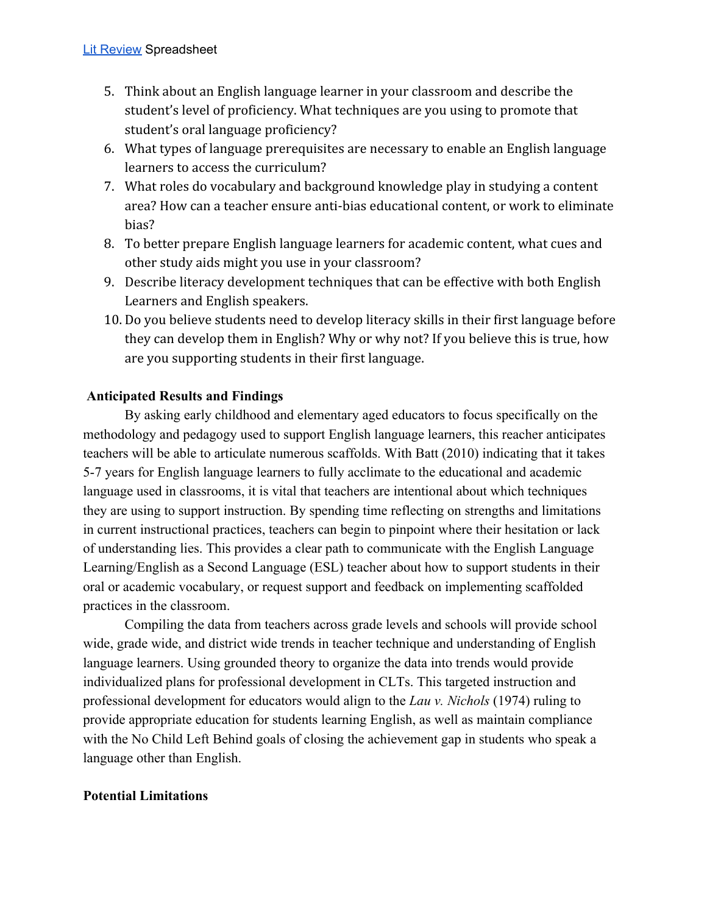[Lit Review](#) Spreadsheet

5. Think about an English language learner in your classroom and describe the student's level of proficiency. What techniques are you using to promote that student's oral language proficiency?
6. What types of language prerequisites are necessary to enable an English language learners to access the curriculum?
7. What roles do vocabulary and background knowledge play in studying a content area? How can a teacher ensure anti-bias educational content, or work to eliminate bias?
8. To better prepare English language learners for academic content, what cues and other study aids might you use in your classroom?
9. Describe literacy development techniques that can be effective with both English Learners and English speakers.
10. Do you believe students need to develop literacy skills in their first language before they can develop them in English? Why or why not? If you believe this is true, how are you supporting students in their first language.

**Anticipated Results and Findings**

By asking early childhood and elementary aged educators to focus specifically on the methodology and pedagogy used to support English language learners, this reacher anticipates teachers will be able to articulate numerous scaffolds. With Batt (2010) indicating that it takes 5-7 years for English language learners to fully acclimate to the educational and academic language used in classrooms, it is vital that teachers are intentional about which techniques they are using to support instruction. By spending time reflecting on strengths and limitations in current instructional practices, teachers can begin to pinpoint where their hesitation or lack of understanding lies. This provides a clear path to communicate with the English Language Learning/English as a Second Language (ESL) teacher about how to support students in their oral or academic vocabulary, or request support and feedback on implementing scaffolded practices in the classroom.

Compiling the data from teachers across grade levels and schools will provide school wide, grade wide, and district wide trends in teacher technique and understanding of English language learners. Using grounded theory to organize the data into trends would provide individualized plans for professional development in CLTs. This targeted instruction and professional development for educators would align to the *Lau v. Nichols* (1974) ruling to provide appropriate education for students learning English, as well as maintain compliance with the No Child Left Behind goals of closing the achievement gap in students who speak a language other than English.

**Potential Limitations**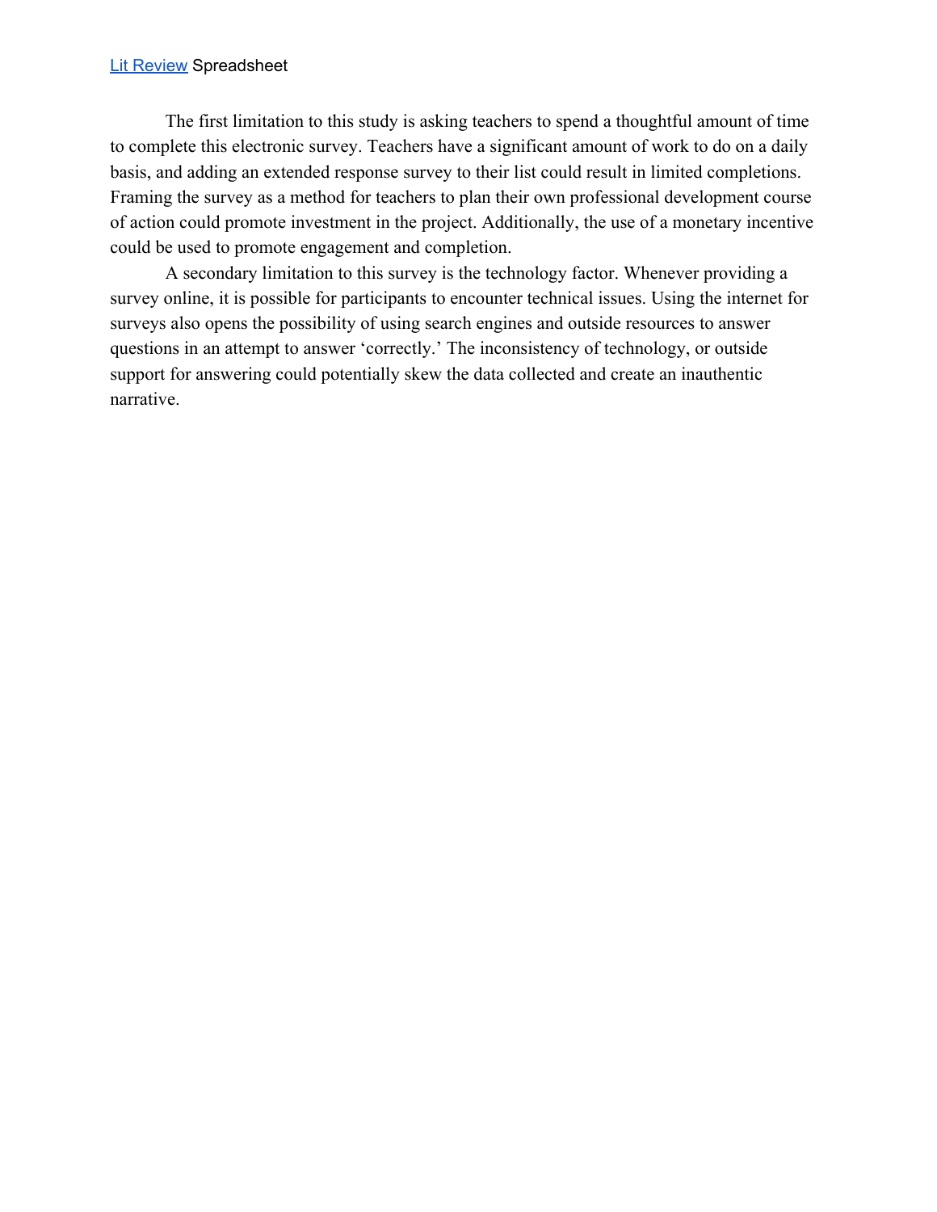[Lit Review] Spreadsheet

The first limitation to this study is asking teachers to spend a thoughtful amount of time to complete this electronic survey. Teachers have a significant amount of work to do on a daily basis, and adding an extended response survey to their list could result in limited completions. Framing the survey as a method for teachers to plan their own professional development course of action could promote investment in the project. Additionally, the use of a monetary incentive could be used to promote engagement and completion.

A secondary limitation to this survey is the technology factor. Whenever providing a survey online, it is possible for participants to encounter technical issues. Using the internet for surveys also opens the possibility of using search engines and outside resources to answer questions in an attempt to answer 'correctly.' The inconsistency of technology, or outside support for answering could potentially skew the data collected and create an inauthentic narrative.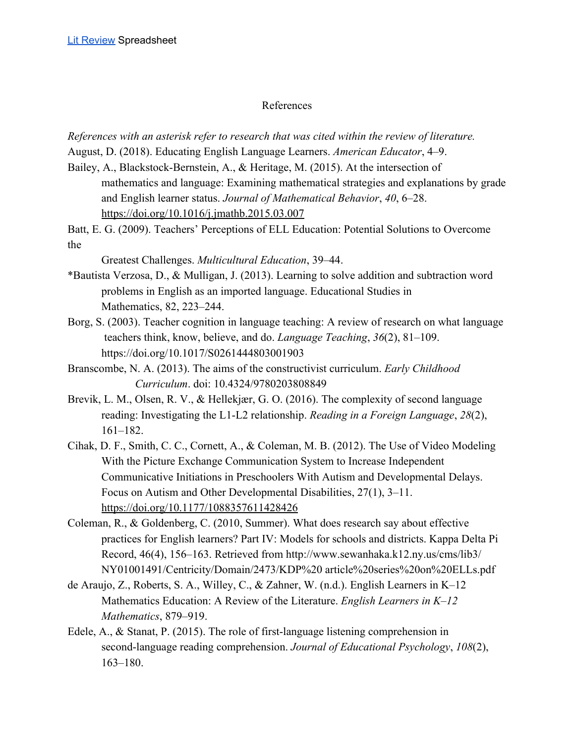[Lit Review](#) Spreadsheet

# References

*References with an asterisk refer to research that was cited within the review of literature.*

August, D. (2018). Educating English Language Learners. *American Educator*, 4–9.

Bailey, A., Blackstock-Bernstein, A., & Heritage, M. (2015). At the intersection of mathematics and language: Examining mathematical strategies and explanations by grade and English learner status. *Journal of Mathematical Behavior*, *40*, 6–28. https://doi.org/10.1016/j.jmathb.2015.03.007

Batt, E. G. (2009). Teachers' Perceptions of ELL Education: Potential Solutions to Overcome the

Greatest Challenges. *Multicultural Education*, 39–44.

*Bautista Verzosa, D., & Mulligan, J. (2013). Learning to solve addition and subtraction word problems in English as an imported language. Educational Studies in Mathematics, 82, 223–244.

Borg, S. (2003). Teacher cognition in language teaching: A review of research on what language teachers think, know, believe, and do. *Language Teaching*, *36*(2), 81–109. https://doi.org/10.1017/S0261444803001903

Branscombe, N. A. (2013). The aims of the constructivist curriculum. *Early Childhood Curriculum*. doi: 10.4324/9780203808849

Brevik, L. M., Olsen, R. V., & Hellekjær, G. O. (2016). The complexity of second language reading: Investigating the L1-L2 relationship. *Reading in a Foreign Language*, *28*(2), 161–182.

Cihak, D. F., Smith, C. C., Cornett, A., & Coleman, M. B. (2012). The Use of Video Modeling With the Picture Exchange Communication System to Increase Independent Communicative Initiations in Preschoolers With Autism and Developmental Delays. Focus on Autism and Other Developmental Disabilities, 27(1), 3–11. https://doi.org/10.1177/1088357611428426

Coleman, R., & Goldenberg, C. (2010, Summer). What does research say about effective practices for English learners? Part IV: Models for schools and districts. Kappa Delta Pi Record, 46(4), 156–163. Retrieved from http://www.sewanhaka.k12.ny.us/cms/lib3/NY01001491/Centricity/Domain/2473/KDP%20 article%20series%20on%20ELLs.pdf

de Araujo, Z., Roberts, S. A., Willey, C., & Zahner, W. (n.d.). English Learners in K–12 Mathematics Education: A Review of the Literature. *English Learners in K–12 Mathematics*, 879–919.

Edele, A., & Stanat, P. (2015). The role of first-language listening comprehension in second-language reading comprehension. *Journal of Educational Psychology*, *108*(2), 163–180.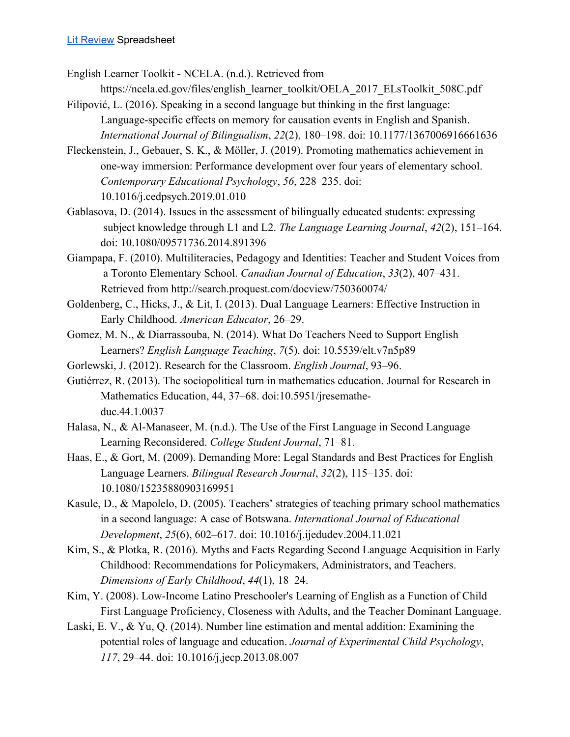[Lit Review](#) Spreadsheet

English Learner Toolkit - NCELA. (n.d.). Retrieved from https://ncela.ed.gov/files/english_learner_toolkit/OELA_2017_ELsToolkit_508C.pdf

Filipović, L. (2016). Speaking in a second language but thinking in the first language: Language-specific effects on memory for causation events in English and Spanish. *International Journal of Bilingualism*, *22*(2), 180–198. doi: 10.1177/1367006916661636

Fleckenstein, J., Gebauer, S. K., & Möller, J. (2019). Promoting mathematics achievement in one-way immersion: Performance development over four years of elementary school. *Contemporary Educational Psychology*, *56*, 228–235. doi: 10.1016/j.cedpsych.2019.01.010

Gablasova, D. (2014). Issues in the assessment of bilingually educated students: expressing subject knowledge through L1 and L2. *The Language Learning Journal*, *42*(2), 151–164. doi: 10.1080/09571736.2014.891396

Giampapa, F. (2010). Multiliteracies, Pedagogy and Identities: Teacher and Student Voices from a Toronto Elementary School. *Canadian Journal of Education*, *33*(2), 407–431. Retrieved from http://search.proquest.com/docview/750360074/

Goldenberg, C., Hicks, J., & Lit, I. (2013). Dual Language Learners: Effective Instruction in Early Childhood. *American Educator*, 26–29.

Gomez, M. N., & Diarrassouba, N. (2014). What Do Teachers Need to Support English Learners? *English Language Teaching*, *7*(5). doi: 10.5539/elt.v7n5p89

Gorlewski, J. (2012). Research for the Classroom. *English Journal*, 93–96.

Gutiérrez, R. (2013). The sociopolitical turn in mathematics education. Journal for Research in Mathematics Education, 44, 37–68. doi:10.5951/jresemathe-duc.44.1.0037

Halasa, N., & Al-Manaseer, M. (n.d.). The Use of the First Language in Second Language Learning Reconsidered. *College Student Journal*, 71–81.

Haas, E., & Gort, M. (2009). Demanding More: Legal Standards and Best Practices for English Language Learners. *Bilingual Research Journal*, *32*(2), 115–135. doi: 10.1080/15235880903169951

Kasule, D., & Mapolelo, D. (2005). Teachers' strategies of teaching primary school mathematics in a second language: A case of Botswana. *International Journal of Educational Development*, *25*(6), 602–617. doi: 10.1016/j.ijedudev.2004.11.021

Kim, S., & Plotka, R. (2016). Myths and Facts Regarding Second Language Acquisition in Early Childhood: Recommendations for Policymakers, Administrators, and Teachers. *Dimensions of Early Childhood*, *44*(1), 18–24.

Kim, Y. (2008). Low-Income Latino Preschooler's Learning of English as a Function of Child First Language Proficiency, Closeness with Adults, and the Teacher Dominant Language.

Laski, E. V., & Yu, Q. (2014). Number line estimation and mental addition: Examining the potential roles of language and education. *Journal of Experimental Child Psychology*, *117*, 29–44. doi: 10.1016/j.jecp.2013.08.007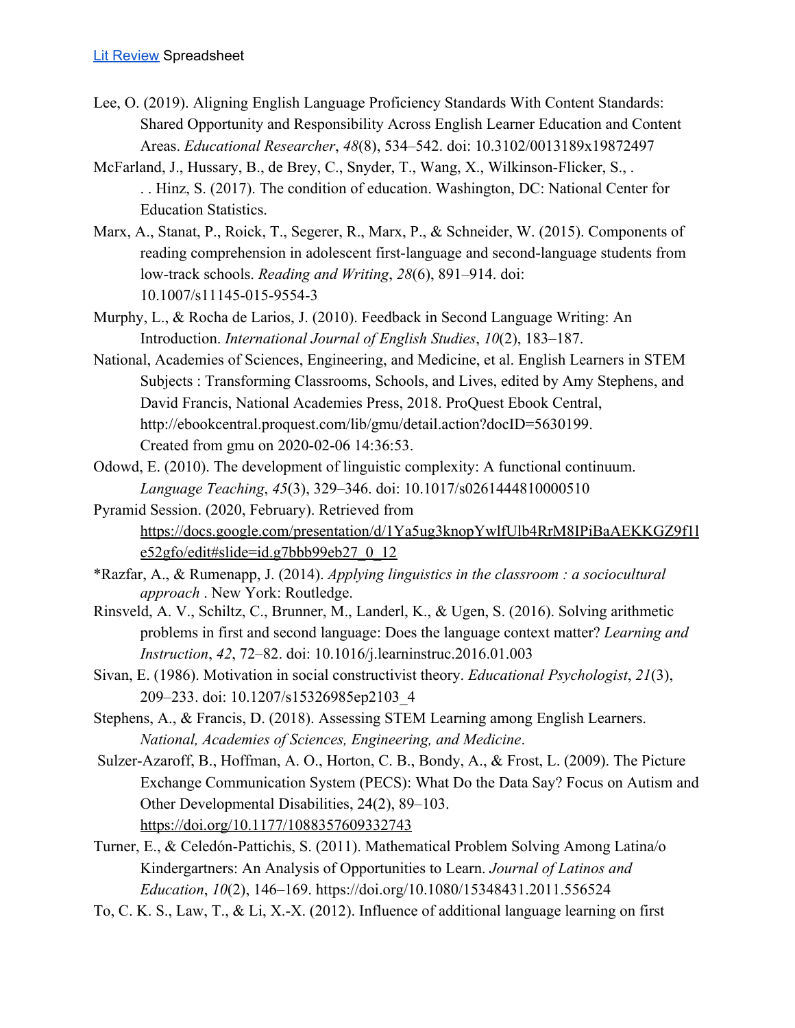[Lit Review](#) Spreadsheet

Lee, O. (2019). Aligning English Language Proficiency Standards With Content Standards: Shared Opportunity and Responsibility Across English Learner Education and Content Areas. *Educational Researcher*, *48*(8), 534–542. doi: 10.3102/0013189x19872497

McFarland, J., Hussary, B., de Brey, C., Snyder, T., Wang, X., Wilkinson-Flicker, S., . . . Hinz, S. (2017). The condition of education. Washington, DC: National Center for Education Statistics.

Marx, A., Stanat, P., Roick, T., Segerer, R., Marx, P., & Schneider, W. (2015). Components of reading comprehension in adolescent first-language and second-language students from low-track schools. *Reading and Writing*, *28*(6), 891–914. doi: 10.1007/s11145-015-9554-3

Murphy, L., & Rocha de Larios, J. (2010). Feedback in Second Language Writing: An Introduction. *International Journal of English Studies*, *10*(2), 183–187.

National, Academies of Sciences, Engineering, and Medicine, et al. English Learners in STEM Subjects : Transforming Classrooms, Schools, and Lives, edited by Amy Stephens, and David Francis, National Academies Press, 2018. ProQuest Ebook Central, http://ebookcentral.proquest.com/lib/gmu/detail.action?docID=5630199. Created from gmu on 2020-02-06 14:36:53.

Odowd, E. (2010). The development of linguistic complexity: A functional continuum. *Language Teaching*, *45*(3), 329–346. doi: 10.1017/s0261444810000510

Pyramid Session. (2020, February). Retrieved from [https://docs.google.com/presentation/d/1Ya5ug3knopYwlfUlb4RrM8IPiBaAEKKGZ9f1le52gfo/edit#slide=id.g7bbb99eb27_0_12](https://docs.google.com/presentation/d/1Ya5ug3knopYwlfUlb4RrM8IPiBaAEKKGZ9f1le52gfo/edit#slide=id.g7bbb99eb27_0_12)

*Razfar, A., & Rumenapp, J. (2014). *Applying linguistics in the classroom : a sociocultural approach* . New York: Routledge.

Rinsveld, A. V., Schiltz, C., Brunner, M., Landerl, K., & Ugen, S. (2016). Solving arithmetic problems in first and second language: Does the language context matter? *Learning and Instruction*, *42*, 72–82. doi: 10.1016/j.learninstruc.2016.01.003

Sivan, E. (1986). Motivation in social constructivist theory. *Educational Psychologist*, *21*(3), 209–233. doi: 10.1207/s15326985ep2103_4

Stephens, A., & Francis, D. (2018). Assessing STEM Learning among English Learners. *National, Academies of Sciences, Engineering, and Medicine*.

Sulzer-Azaroff, B., Hoffman, A. O., Horton, C. B., Bondy, A., & Frost, L. (2009). The Picture Exchange Communication System (PECS): What Do the Data Say? Focus on Autism and Other Developmental Disabilities, 24(2), 89–103. [https://doi.org/10.1177/1088357609332743](https://doi.org/10.1177/1088357609332743)

Turner, E., & Celedón-Pattichis, S. (2011). Mathematical Problem Solving Among Latina/o Kindergartners: An Analysis of Opportunities to Learn. *Journal of Latinos and Education*, *10*(2), 146–169. https://doi.org/10.1080/15348431.2011.556524

To, C. K. S., Law, T., & Li, X.-X. (2012). Influence of additional language learning on first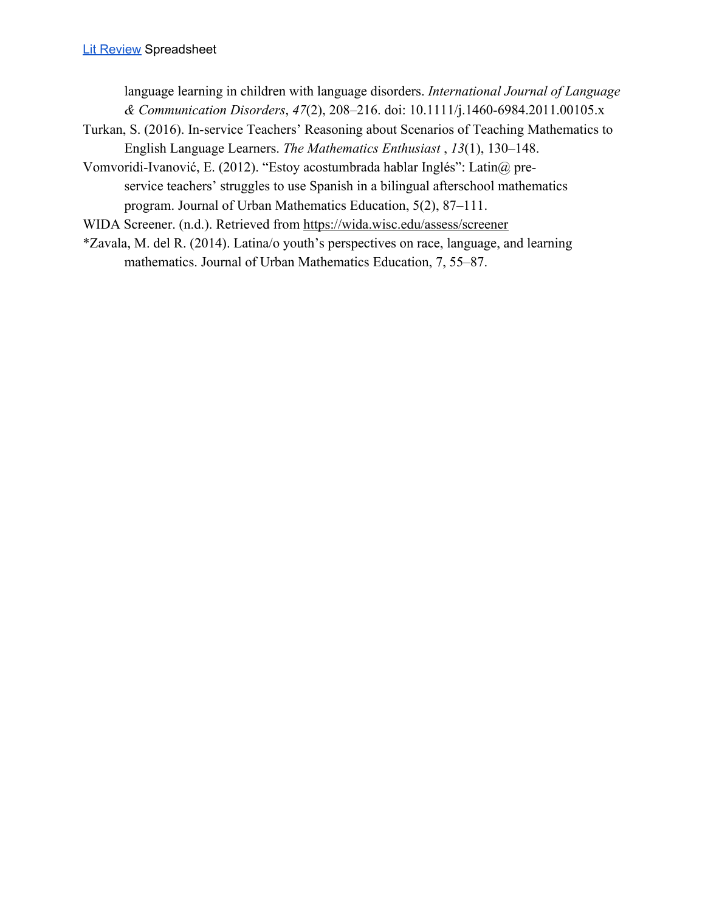language learning in children with language disorders. *International Journal of Language & Communication Disorders*, *47*(2), 208–216. doi: 10.1111/j.1460-6984.2011.00105.x

Turkan, S. (2016). In-service Teachers' Reasoning about Scenarios of Teaching Mathematics to English Language Learners. *The Mathematics Enthusiast* , *13*(1), 130–148.

Vomvoridi-Ivanović, E. (2012). "Estoy acostumbrada hablar Inglés": Latin@ pre-service teachers' struggles to use Spanish in a bilingual afterschool mathematics program. Journal of Urban Mathematics Education, 5(2), 87–111.

WIDA Screener. (n.d.). Retrieved from https://wida.wisc.edu/assess/screener

*Zavala, M. del R. (2014). Latina/o youth's perspectives on race, language, and learning mathematics. Journal of Urban Mathematics Education, 7, 55–87.